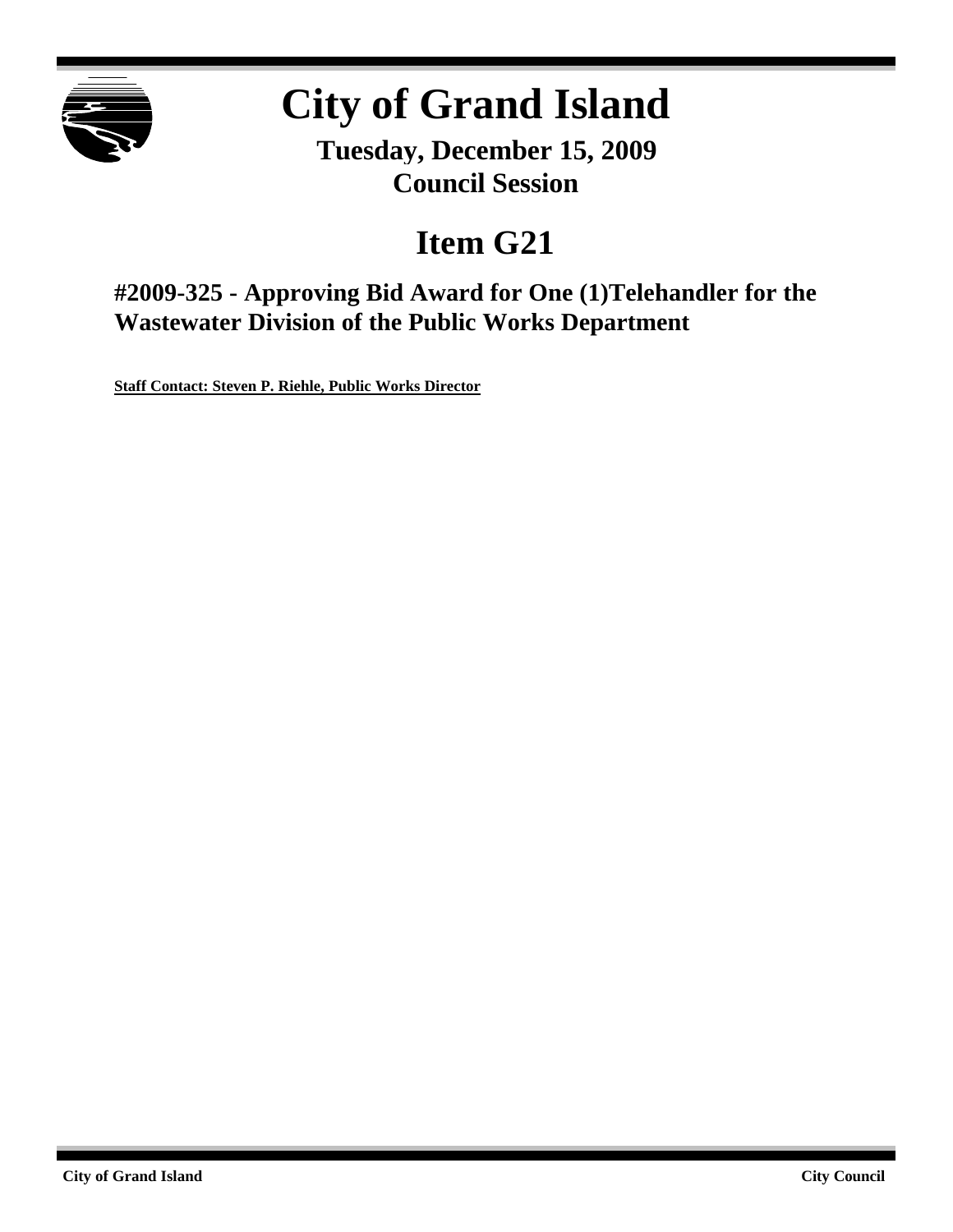# City of Grand Island

**Tuesday, December 15, 2009**
**Council Session**

## Item G21

### #2009-325 - Approving Bid Award for One (1)Telehandler for the Wastewater Division of the Public Works Department

**Staff Contact: Steven P. Riehle, Public Works Director**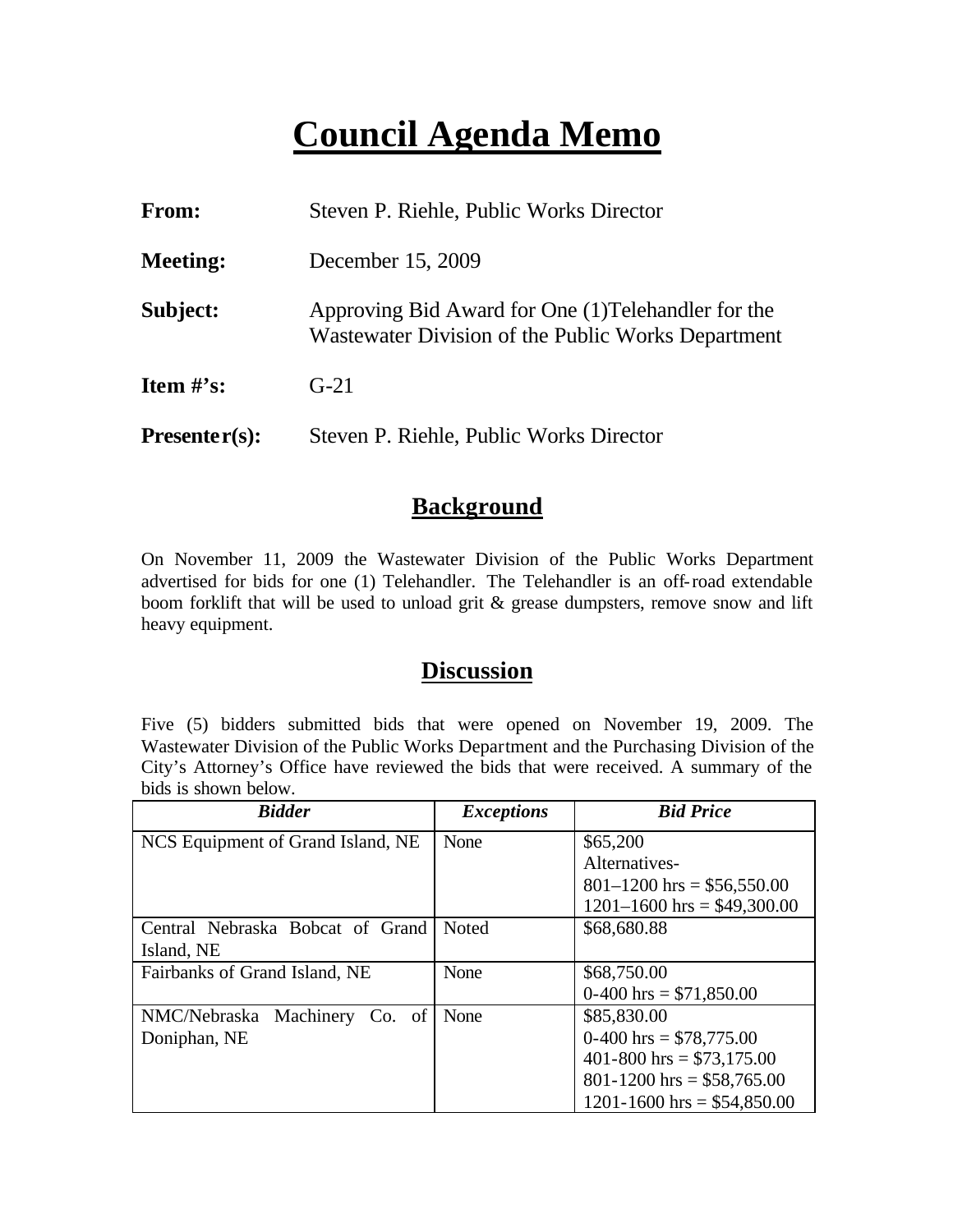# Council Agenda Memo

**From:** Steven P. Riehle, Public Works Director

**Meeting:** December 15, 2009

**Subject:** Approving Bid Award for One (1)Telehandler for the Wastewater Division of the Public Works Department

**Item #'s:** G-21

**Presenter(s):** Steven P. Riehle, Public Works Director

## Background

On November 11, 2009 the Wastewater Division of the Public Works Department advertised for bids for one (1) Telehandler. The Telehandler is an off-road extendable boom forklift that will be used to unload grit & grease dumpsters, remove snow and lift heavy equipment.

## Discussion

Five (5) bidders submitted bids that were opened on November 19, 2009. The Wastewater Division of the Public Works Department and the Purchasing Division of the City's Attorney's Office have reviewed the bids that were received. A summary of the bids is shown below.

| *Bidder* | *Exceptions* | *Bid Price* |
|---|---|---|
| NCS Equipment of Grand Island, NE | None | \$65,200<br>Alternatives-<br>801–1200 hrs = \$56,550.00<br>1201–1600 hrs = \$49,300.00 |
| Central Nebraska Bobcat of Grand Island, NE | Noted | \$68,680.88 |
| Fairbanks of Grand Island, NE | None | \$68,750.00<br>0-400 hrs = \$71,850.00 |
| NMC/Nebraska Machinery Co. of Doniphan, NE | None | \$85,830.00<br>0-400 hrs = \$78,775.00<br>401-800 hrs = \$73,175.00<br>801-1200 hrs = \$58,765.00<br>1201-1600 hrs = \$54,850.00 |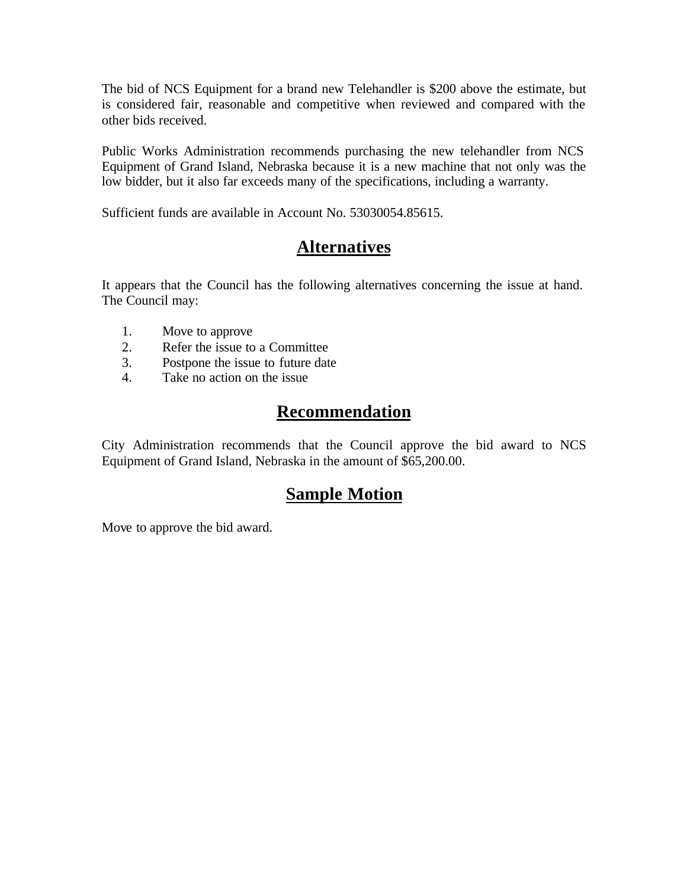The bid of NCS Equipment for a brand new Telehandler is $200 above the estimate, but is considered fair, reasonable and competitive when reviewed and compared with the other bids received.

Public Works Administration recommends purchasing the new telehandler from NCS Equipment of Grand Island, Nebraska because it is a new machine that not only was the low bidder, but it also far exceeds many of the specifications, including a warranty.

Sufficient funds are available in Account No. 53030054.85615.

## Alternatives

It appears that the Council has the following alternatives concerning the issue at hand. The Council may:

1. Move to approve
2. Refer the issue to a Committee
3. Postpone the issue to future date
4. Take no action on the issue

## Recommendation

City Administration recommends that the Council approve the bid award to NCS Equipment of Grand Island, Nebraska in the amount of $65,200.00.

## Sample Motion

Move to approve the bid award.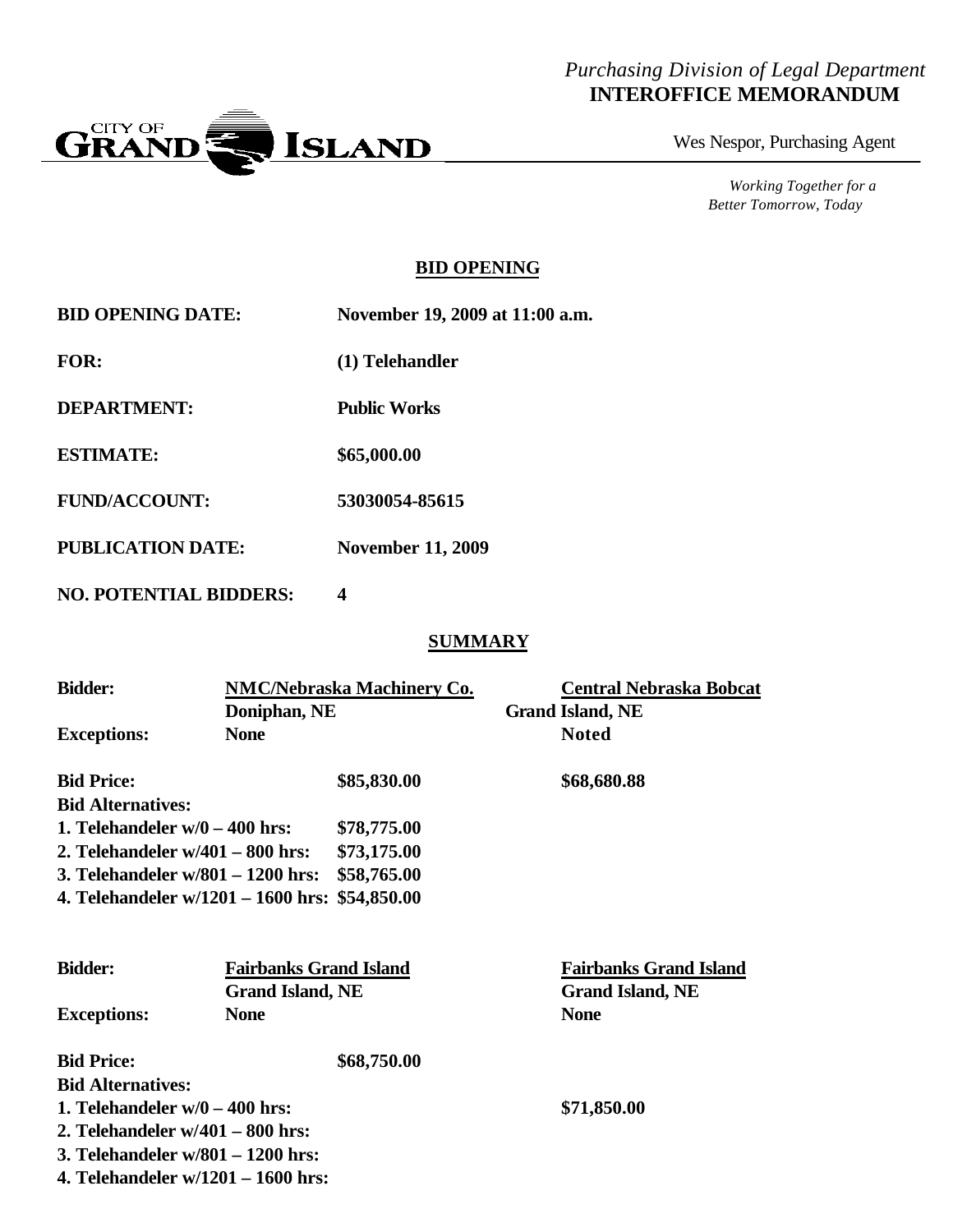*Purchasing Division of Legal Department*
**INTEROFFICE MEMORANDUM**

CITY OF GRAND ISLAND

Wes Nespor, Purchasing Agent

*Working Together for a Better Tomorrow, Today*

## BID OPENING

| | |
|---|---|
| **BID OPENING DATE:** | **November 19, 2009 at 11:00 a.m.** |
| **FOR:** | **(1) Telehandler** |
| **DEPARTMENT:** | **Public Works** |
| **ESTIMATE:** | **$65,000.00** |
| **FUND/ACCOUNT:** | **53030054-85615** |
| **PUBLICATION DATE:** | **November 11, 2009** |
| **NO. POTENTIAL BIDDERS:** | **4** |

## SUMMARY

| | | |
|---|---|---|
| **Bidder:** | **NMC/Nebraska Machinery Co.** Doniphan, NE | **Central Nebraska Bobcat** Grand Island, NE |
| **Exceptions:** | **None** | **Noted** |
| **Bid Price:** | **$85,830.00** | **$68,680.88** |
| **Bid Alternatives:** | | |
| **1. Telehandeler w/0 – 400 hrs:** | **$78,775.00** | |
| **2. Telehandeler w/401 – 800 hrs:** | **$73,175.00** | |
| **3. Telehandeler w/801 – 1200 hrs:** | **$58,765.00** | |
| **4. Telehandeler w/1201 – 1600 hrs:** | **$54,850.00** | |

| | | |
|---|---|---|
| **Bidder:** | **Fairbanks Grand Island** Grand Island, NE | **Fairbanks Grand Island** Grand Island, NE |
| **Exceptions:** | **None** | **None** |
| **Bid Price:** | **$68,750.00** | |
| **Bid Alternatives:** | | |
| **1. Telehandeler w/0 – 400 hrs:** | | **$71,850.00** |
| **2. Telehandeler w/401 – 800 hrs:** | | |
| **3. Telehandeler w/801 – 1200 hrs:** | | |
| **4. Telehandeler w/1201 – 1600 hrs:** | | |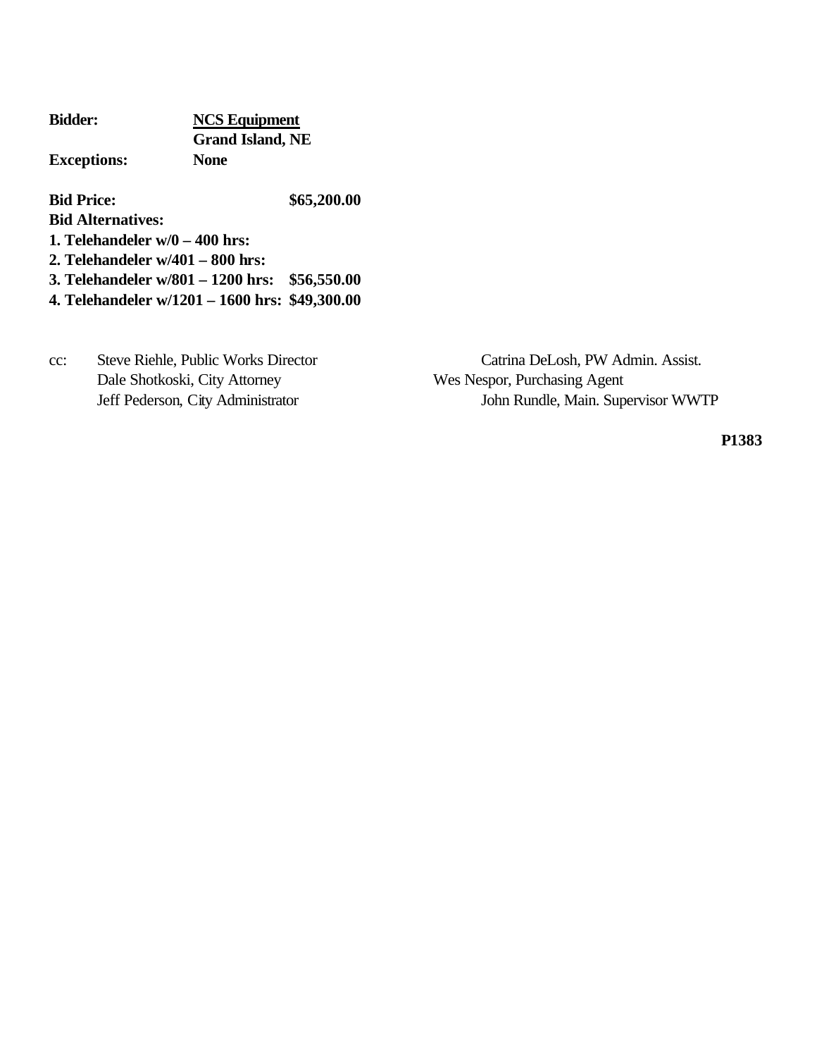**Bidder:** **NCS Equipment**
**Grand Island, NE**

**Exceptions:** **None**

**Bid Price:** **$65,200.00**

**Bid Alternatives:**

**1. Telehandeler w/0 – 400 hrs:**

**2. Telehandeler w/401 – 800 hrs:**

**3. Telehandeler w/801 – 1200 hrs: $56,550.00**

**4. Telehandeler w/1201 – 1600 hrs: $49,300.00**

cc: Steve Riehle, Public Works Director
Dale Shotkoski, City Attorney
Jeff Pederson, City Administrator
Catrina DeLosh, PW Admin. Assist.
Wes Nespor, Purchasing Agent
John Rundle, Main. Supervisor WWTP

**P1383**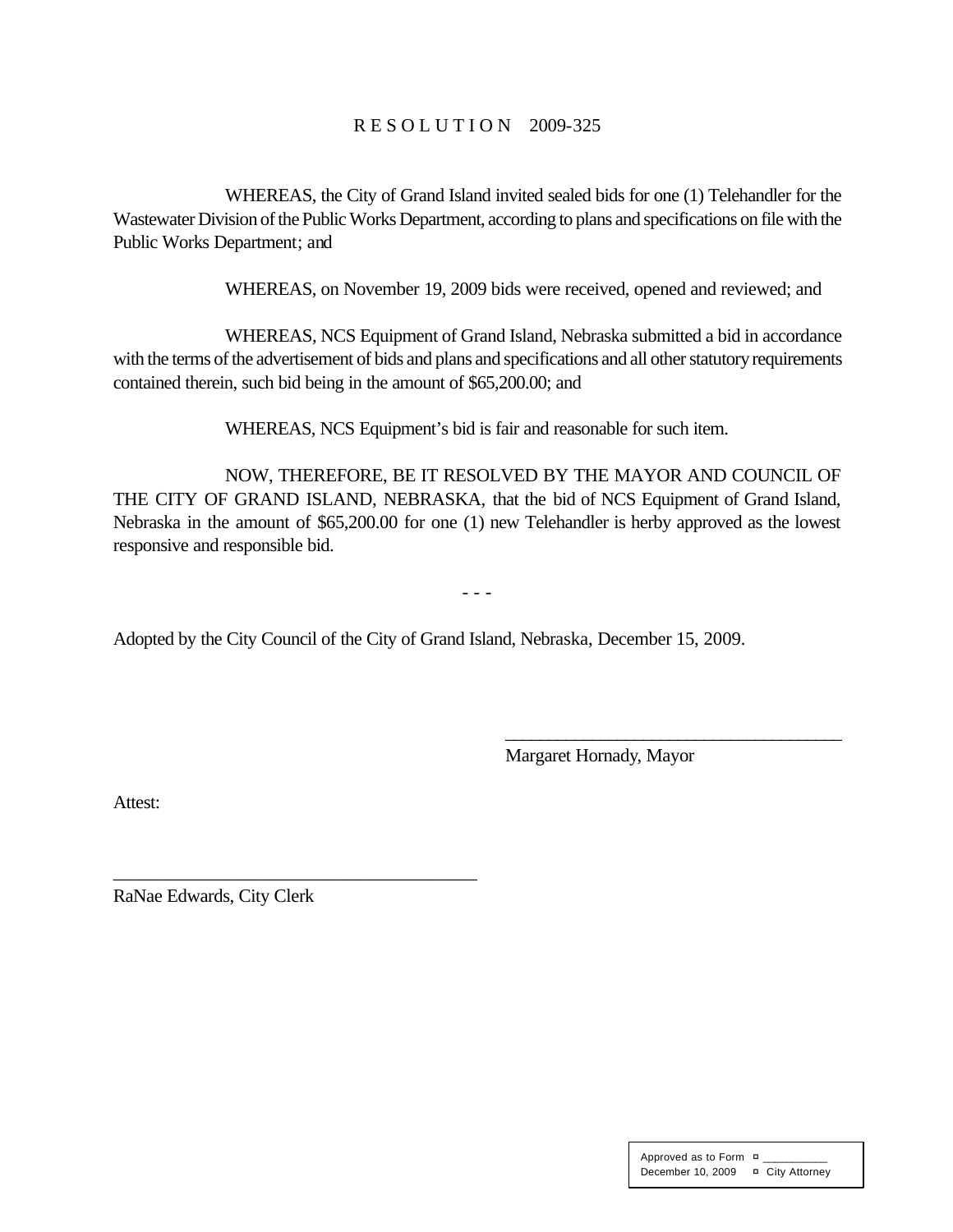# R E S O L U T I O N 2009-325

WHEREAS, the City of Grand Island invited sealed bids for one (1) Telehandler for the Wastewater Division of the Public Works Department, according to plans and specifications on file with the Public Works Department; and

WHEREAS, on November 19, 2009 bids were received, opened and reviewed; and

WHEREAS, NCS Equipment of Grand Island, Nebraska submitted a bid in accordance with the terms of the advertisement of bids and plans and specifications and all other statutory requirements contained therein, such bid being in the amount of $65,200.00; and

WHEREAS, NCS Equipment's bid is fair and reasonable for such item.

NOW, THEREFORE, BE IT RESOLVED BY THE MAYOR AND COUNCIL OF THE CITY OF GRAND ISLAND, NEBRASKA, that the bid of NCS Equipment of Grand Island, Nebraska in the amount of $65,200.00 for one (1) new Telehandler is herby approved as the lowest responsive and responsible bid.

- - -

Adopted by the City Council of the City of Grand Island, Nebraska, December 15, 2009.

_____________________________________
Margaret Hornady, Mayor

Attest:

_____________________________________
RaNae Edwards, City Clerk

Approved as to Form ¤ ___________
December 10, 2009 ¤ City Attorney